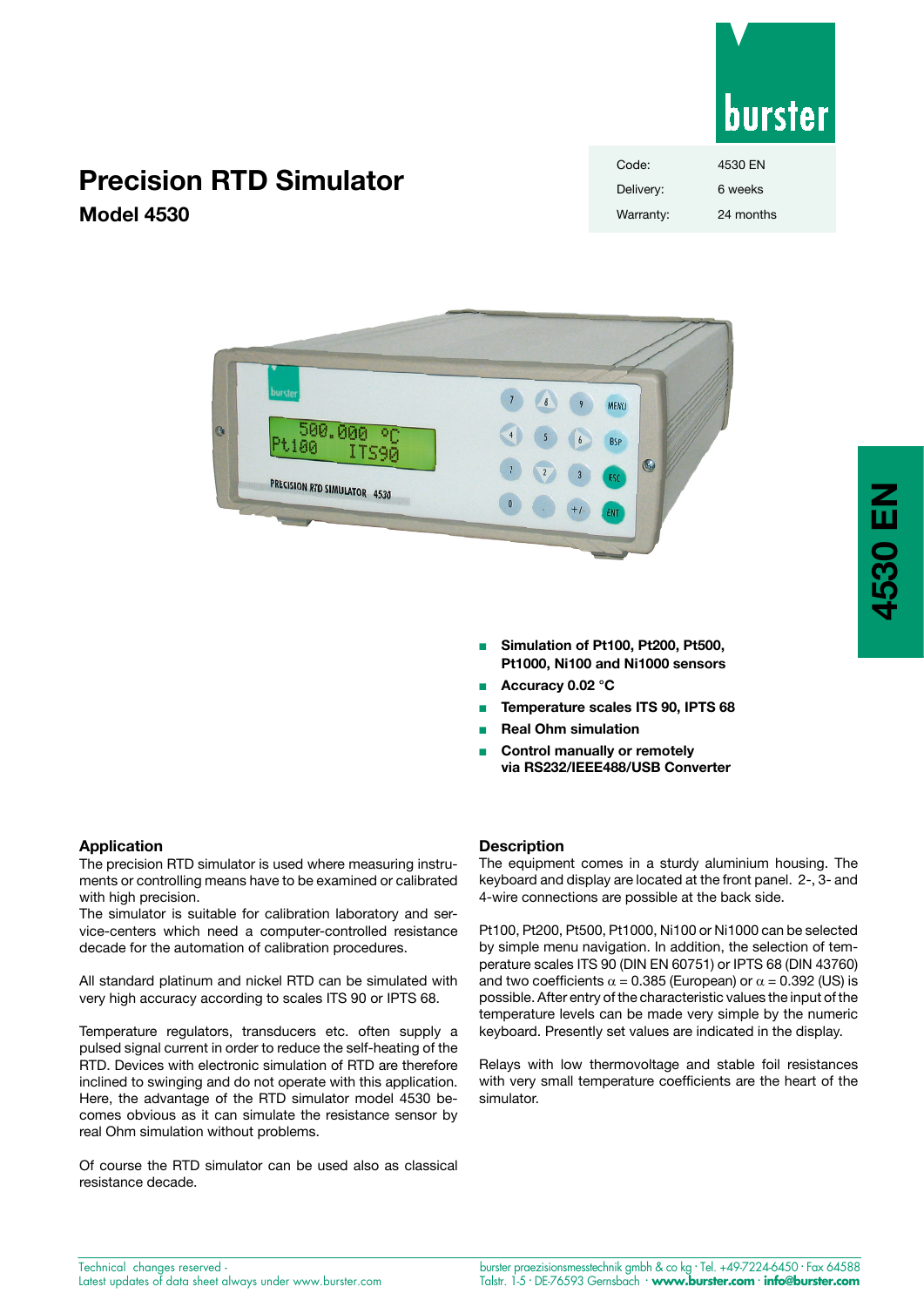# Precision RTD Simulator

## Model 4530

| Code: | 4530 EN |
|---|---|
| Delivery: | 6 weeks |
| Warranty: | 24 months |

- **Simulation of Pt100, Pt200, Pt500, Pt1000, Ni100 and Ni1000 sensors**
- **Accuracy 0.02 °C**
- **Temperature scales ITS 90, IPTS 68**
- **Real Ohm simulation**
- **Control manually or remotely via RS232/IEEE488/USB Converter**

### Application

The precision RTD simulator is used where measuring instruments or controlling means have to be examined or calibrated with high precision.
The simulator is suitable for calibration laboratory and service-centers which need a computer-controlled resistance decade for the automation of calibration procedures.

All standard platinum and nickel RTD can be simulated with very high accuracy according to scales ITS 90 or IPTS 68.

Temperature regulators, transducers etc. often supply a pulsed signal current in order to reduce the self-heating of the RTD. Devices with electronic simulation of RTD are therefore inclined to swinging and do not operate with this application. Here, the advantage of the RTD simulator model 4530 becomes obvious as it can simulate the resistance sensor by real Ohm simulation without problems.

Of course the RTD simulator can be used also as classical resistance decade.

### Description

The equipment comes in a sturdy aluminium housing. The keyboard and display are located at the front panel. 2-, 3- and 4-wire connections are possible at the back side.

Pt100, Pt200, Pt500, Pt1000, Ni100 or Ni1000 can be selected by simple menu navigation. In addition, the selection of temperature scales ITS 90 (DIN EN 60751) or IPTS 68 (DIN 43760) and two coefficients $\alpha$ = 0.385 (European) or $\alpha$ = 0.392 (US) is possible. After entry of the characteristic values the input of the temperature levels can be made very simple by the numeric keyboard. Presently set values are indicated in the display.

Relays with low thermovoltage and stable foil resistances with very small temperature coefficients are the heart of the simulator.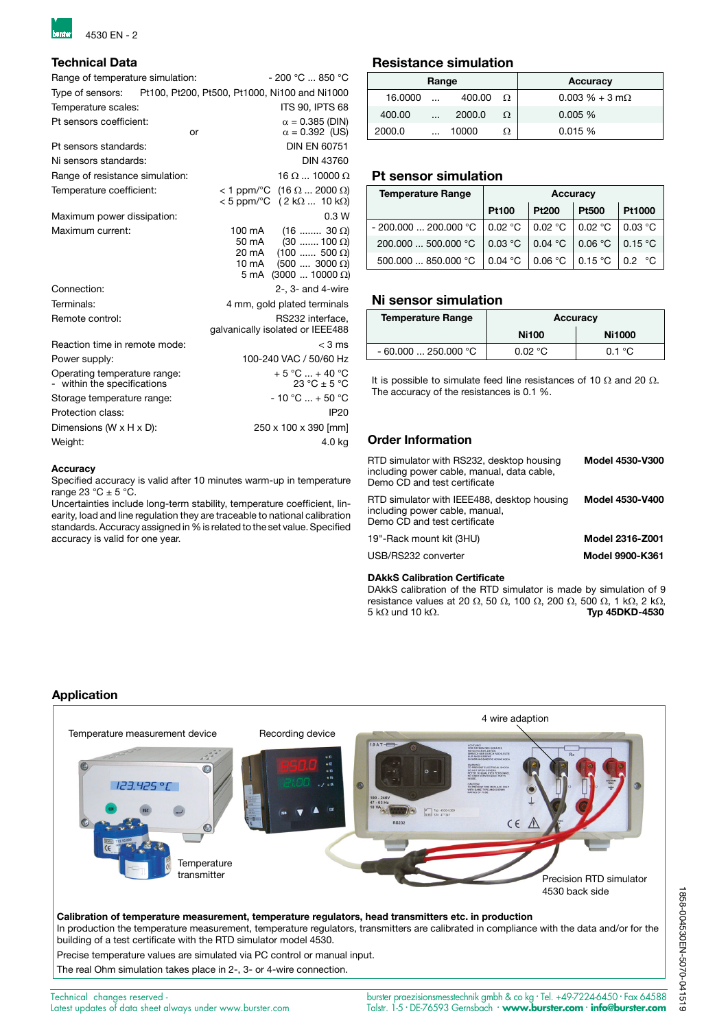## Technical Data

| | |
|---|---|
| Range of temperature simulation: | - 200 °C ... 850 °C |
| Type of sensors: | Pt100, Pt200, Pt500, Pt1000, Ni100 and Ni1000 |
| Temperature scales: | ITS 90, IPTS 68 |
| Pt sensors coefficient: | $\alpha$ = 0.385 (DIN) or $\alpha$ = 0.392 (US) |
| Pt sensors standards: | DIN EN 60751 |
| Ni sensors standards: | DIN 43760 |
| Range of resistance simulation: | 16 Ω ... 10000 Ω |
| Temperature coefficient: | < 1 ppm/°C (16 Ω ... 2000 Ω)<br>< 5 ppm/°C (2 kΩ ... 10 kΩ) |
| Maximum power dissipation: | 0.3 W |
| Maximum current: | 100 mA (16 ........ 30 Ω)<br>50 mA (30 ....... 100 Ω)<br>20 mA (100 ...... 500 Ω)<br>10 mA (500 .... 3000 Ω)<br>5 mA (3000 ... 10000 Ω) |
| Connection: | 2-, 3- and 4-wire |
| Terminals: | 4 mm, gold plated terminals |
| Remote control: | RS232 interface, galvanically isolated or IEEE488 |
| Reaction time in remote mode: | < 3 ms |
| Power supply: | 100-240 VAC / 50/60 Hz |
| Operating temperature range:<br>- within the specifications | + 5 °C ... + 40 °C<br>23 °C ± 5 °C |
| Storage temperature range: | - 10 °C ... + 50 °C |
| Protection class: | IP20 |
| Dimensions (W x H x D): | 250 x 100 x 390 [mm] |
| Weight: | 4.0 kg |

### Accuracy

Specified accuracy is valid after 10 minutes warm-up in temperature range 23 °C ± 5 °C.
Uncertainties include long-term stability, temperature coefficient, linearity, load and line regulation they are traceable to national calibration standards. Accuracy assigned in % is related to the set value. Specified accuracy is valid for one year.

## Resistance simulation

| Range | Accuracy |
|---|---|
| 16.0000 ... 400.00 Ω | 0.003 % + 3 mΩ |
| 400.00 ... 2000.0 Ω | 0.005 % |
| 2000.0 ... 10000 Ω | 0.015 % |

## Pt sensor simulation

| Temperature Range | Accuracy | | | |
|---|---|---|---|---|
| | Pt100 | Pt200 | Pt500 | Pt1000 |
| - 200.000 ... 200.000 °C | 0.02 °C | 0.02 °C | 0.02 °C | 0.03 °C |
| 200.000 ... 500.000 °C | 0.03 °C | 0.04 °C | 0.06 °C | 0.15 °C |
| 500.000 ... 850.000 °C | 0.04 °C | 0.06 °C | 0.15 °C | 0.2 °C |

## Ni sensor simulation

| Temperature Range | Accuracy | |
|---|---|---|
| | Ni100 | Ni1000 |
| - 60.000 ... 250.000 °C | 0.02 °C | 0.1 °C |

It is possible to simulate feed line resistances of 10 Ω and 20 Ω. The accuracy of the resistances is 0.1 %.

## Order Information

| | |
|---|---|
| RTD simulator with RS232, desktop housing including power cable, manual, data cable, Demo CD and test certificate | **Model 4530-V300** |
| RTD simulator with IEEE488, desktop housing including power cable, manual, Demo CD and test certificate | **Model 4530-V400** |
| 19"-Rack mount kit (3HU) | **Model 2316-Z001** |
| USB/RS232 converter | **Model 9900-K361** |

**DAkkS Calibration Certificate**

DAkkS calibration of the RTD simulator is made by simulation of 9 resistance values at 20 Ω, 50 Ω, 100 Ω, 200 Ω, 500 Ω, 1 kΩ, 2 kΩ, 5 kΩ und 10 kΩ. **Typ 45DKD-4530**

## Application

Temperature measurement device

Recording device

4 wire adaption

Temperature transmitter

Precision RTD simulator 4530 back side

**Calibration of temperature measurement, temperature regulators, head transmitters etc. in production**

In production the temperature measurement, temperature regulators, transmitters are calibrated in compliance with the data and/or for the building of a test certificate with the RTD simulator model 4530.

Precise temperature values are simulated via PC control or manual input.

The real Ohm simulation takes place in 2-, 3- or 4-wire connection.

Technical changes reserved -
Latest updates of data sheet always under www.burster.com

burster praezisionsmesstechnik gmbh & co kg · Tel. +49-7224-6450 · Fax 64588
Talstr. 1-5 · DE-76593 Gernsbach · **www.burster.com** · **info@burster.com**